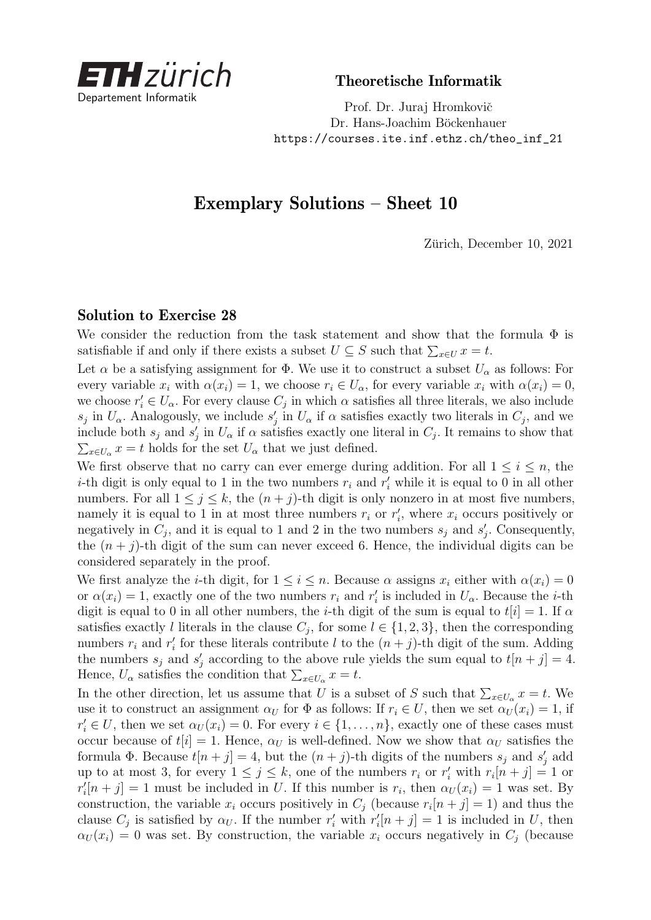ETH zürich
Departement Informatik

**Theoretische Informatik**

Prof. Dr. Juraj Hromkovič
Dr. Hans-Joachim Böckenhauer
https://courses.ite.inf.ethz.ch/theo_inf_21

# Exemplary Solutions – Sheet 10

Zürich, December 10, 2021

### Solution to Exercise 28

We consider the reduction from the task statement and show that the formula $\Phi$ is satisfiable if and only if there exists a subset $U \subseteq S$ such that $\sum_{x \in U} x = t$.

Let $\alpha$ be a satisfying assignment for $\Phi$. We use it to construct a subset $U_\alpha$ as follows: For every variable $x_i$ with $\alpha(x_i) = 1$, we choose $r_i \in U_\alpha$, for every variable $x_i$ with $\alpha(x_i) = 0$, we choose $r'_i \in U_\alpha$. For every clause $C_j$ in which $\alpha$ satisfies all three literals, we also include $s_j$ in $U_\alpha$. Analogously, we include $s'_j$ in $U_\alpha$ if $\alpha$ satisfies exactly two literals in $C_j$, and we include both $s_j$ and $s'_j$ in $U_\alpha$ if $\alpha$ satisfies exactly one literal in $C_j$. It remains to show that $\sum_{x \in U_\alpha} x = t$ holds for the set $U_\alpha$ that we just defined.

We first observe that no carry can ever emerge during addition. For all $1 \leq i \leq n$, the $i$-th digit is only equal to 1 in the two numbers $r_i$ and $r'_i$ while it is equal to 0 in all other numbers. For all $1 \leq j \leq k$, the $(n + j)$-th digit is only nonzero in at most five numbers, namely it is equal to 1 in at most three numbers $r_i$ or $r'_i$, where $x_i$ occurs positively or negatively in $C_j$, and it is equal to 1 and 2 in the two numbers $s_j$ and $s'_j$. Consequently, the $(n + j)$-th digit of the sum can never exceed 6. Hence, the individual digits can be considered separately in the proof.

We first analyze the $i$-th digit, for $1 \leq i \leq n$. Because $\alpha$ assigns $x_i$ either with $\alpha(x_i) = 0$ or $\alpha(x_i) = 1$, exactly one of the two numbers $r_i$ and $r'_i$ is included in $U_\alpha$. Because the $i$-th digit is equal to 0 in all other numbers, the $i$-th digit of the sum is equal to $t[i] = 1$. If $\alpha$ satisfies exactly $l$ literals in the clause $C_j$, for some $l \in \{1, 2, 3\}$, then the corresponding numbers $r_i$ and $r'_i$ for these literals contribute $l$ to the $(n + j)$-th digit of the sum. Adding the numbers $s_j$ and $s'_j$ according to the above rule yields the sum equal to $t[n + j] = 4$. Hence, $U_\alpha$ satisfies the condition that $\sum_{x \in U_\alpha} x = t$.

In the other direction, let us assume that $U$ is a subset of $S$ such that $\sum_{x \in U_\alpha} x = t$. We use it to construct an assignment $\alpha_U$ for $\Phi$ as follows: If $r_i \in U$, then we set $\alpha_U(x_i) = 1$, if $r'_i \in U$, then we set $\alpha_U(x_i) = 0$. For every $i \in \{1, \ldots, n\}$, exactly one of these cases must occur because of $t[i] = 1$. Hence, $\alpha_U$ is well-defined. Now we show that $\alpha_U$ satisfies the formula $\Phi$. Because $t[n + j] = 4$, but the $(n + j)$-th digits of the numbers $s_j$ and $s'_j$ add up to at most 3, for every $1 \leq j \leq k$, one of the numbers $r_i$ or $r'_i$ with $r_i[n + j] = 1$ or $r'_i[n + j] = 1$ must be included in $U$. If this number is $r_i$, then $\alpha_U(x_i) = 1$ was set. By construction, the variable $x_i$ occurs positively in $C_j$ (because $r_i[n + j] = 1$) and thus the clause $C_j$ is satisfied by $\alpha_U$. If the number $r'_i$ with $r'_i[n + j] = 1$ is included in $U$, then $\alpha_U(x_i) = 0$ was set. By construction, the variable $x_i$ occurs negatively in $C_j$ (because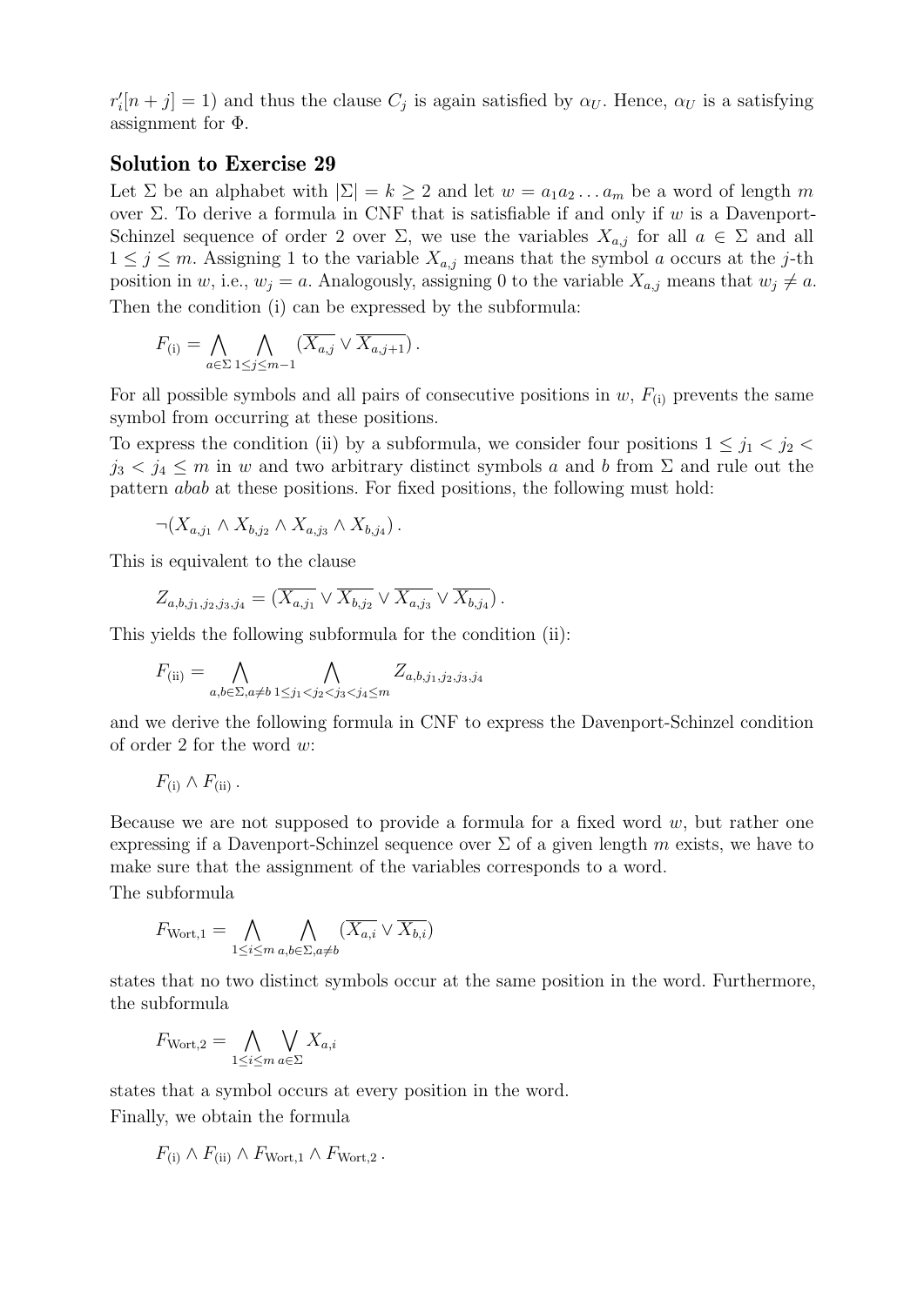$r'_i[n+j] = 1$) and thus the clause $C_j$ is again satisfied by $\alpha_U$. Hence, $\alpha_U$ is a satisfying assignment for $\Phi$.

## Solution to Exercise 29

Let $\Sigma$ be an alphabet with $|\Sigma| = k \geq 2$ and let $w = a_1 a_2 \dots a_m$ be a word of length $m$ over $\Sigma$. To derive a formula in CNF that is satisfiable if and only if $w$ is a Davenport-Schinzel sequence of order 2 over $\Sigma$, we use the variables $X_{a,j}$ for all $a \in \Sigma$ and all $1 \leq j \leq m$. Assigning 1 to the variable $X_{a,j}$ means that the symbol $a$ occurs at the $j$-th position in $w$, i.e., $w_j = a$. Analogously, assigning 0 to the variable $X_{a,j}$ means that $w_j \neq a$. Then the condition (i) can be expressed by the subformula:

$$F_{\text{(i)}} = \bigwedge_{a \in \Sigma} \bigwedge_{1 \leq j \leq m-1} (\overline{X_{a,j}} \vee \overline{X_{a,j+1}}) .$$

For all possible symbols and all pairs of consecutive positions in $w$, $F_{\text{(i)}}$ prevents the same symbol from occurring at these positions.

To express the condition (ii) by a subformula, we consider four positions $1 \leq j_1 < j_2 < j_3 < j_4 \leq m$ in $w$ and two arbitrary distinct symbols $a$ and $b$ from $\Sigma$ and rule out the pattern $abab$ at these positions. For fixed positions, the following must hold:

$$\neg(X_{a,j_1} \wedge X_{b,j_2} \wedge X_{a,j_3} \wedge X_{b,j_4}) .$$

This is equivalent to the clause

$$Z_{a,b,j_1,j_2,j_3,j_4} = (\overline{X_{a,j_1}} \vee \overline{X_{b,j_2}} \vee \overline{X_{a,j_3}} \vee \overline{X_{b,j_4}}) .$$

This yields the following subformula for the condition (ii):

$$F_{\text{(ii)}} = \bigwedge_{a,b \in \Sigma, a \neq b} \bigwedge_{1 \leq j_1 < j_2 < j_3 < j_4 \leq m} Z_{a,b,j_1,j_2,j_3,j_4}$$

and we derive the following formula in CNF to express the Davenport-Schinzel condition of order 2 for the word $w$:

$$F_{\text{(i)}} \wedge F_{\text{(ii)}} .$$

Because we are not supposed to provide a formula for a fixed word $w$, but rather one expressing if a Davenport-Schinzel sequence over $\Sigma$ of a given length $m$ exists, we have to make sure that the assignment of the variables corresponds to a word.

The subformula

$$F_{\text{Wort},1} = \bigwedge_{1 \leq i \leq m} \bigwedge_{a,b \in \Sigma, a \neq b} (\overline{X_{a,i}} \vee \overline{X_{b,i}})$$

states that no two distinct symbols occur at the same position in the word. Furthermore, the subformula

$$F_{\text{Wort},2} = \bigwedge_{1 \leq i \leq m} \bigvee_{a \in \Sigma} X_{a,i}$$

states that a symbol occurs at every position in the word.

Finally, we obtain the formula

$$F_{\text{(i)}} \wedge F_{\text{(ii)}} \wedge F_{\text{Wort},1} \wedge F_{\text{Wort},2} .$$